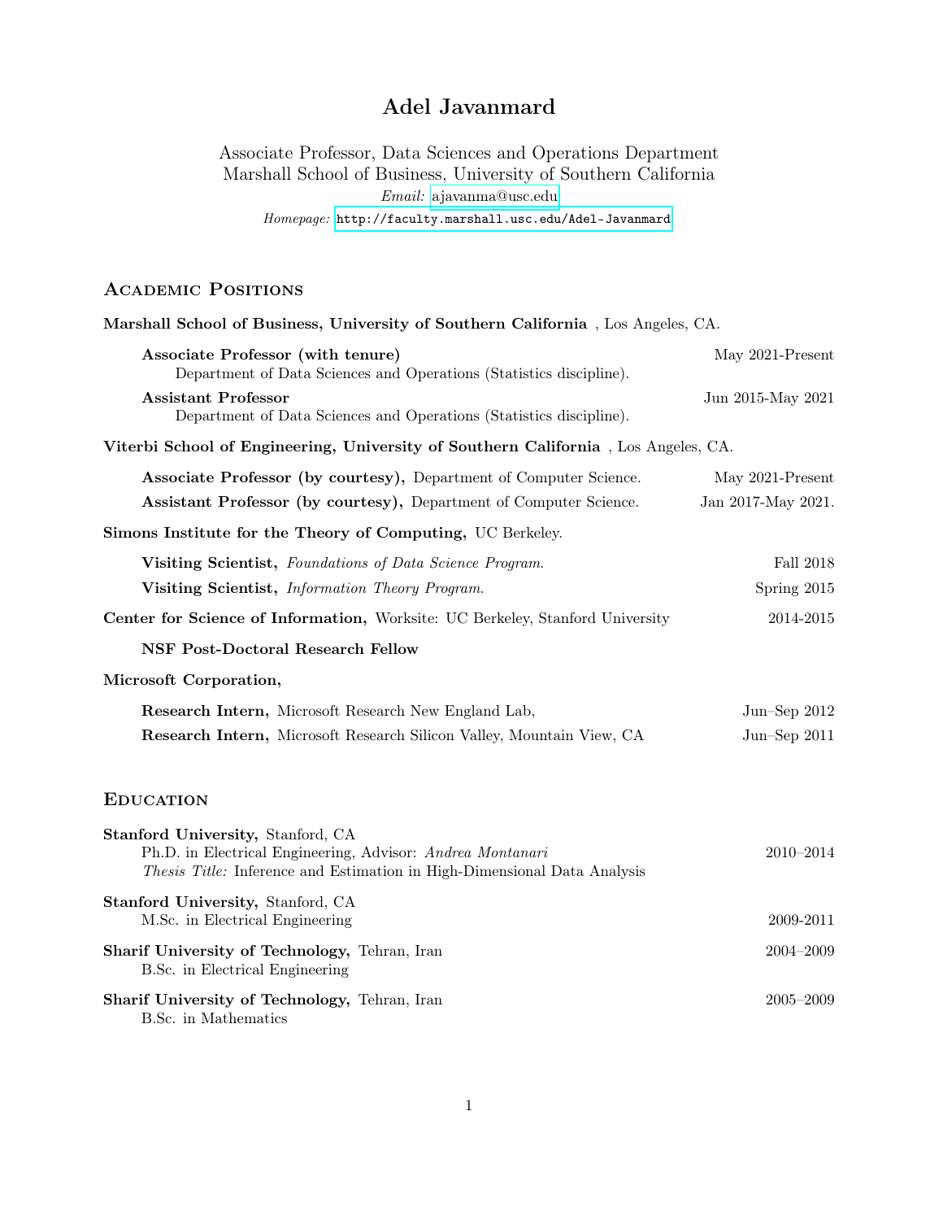# Adel Javanmard

Associate Professor, Data Sciences and Operations Department
Marshall School of Business, University of Southern California
*Email:* ajavanma@usc.edu
*Homepage:* http://faculty.marshall.usc.edu/Adel-Javanmard

## Academic Positions

**Marshall School of Business, University of Southern California** , Los Angeles, CA.

- **Associate Professor (with tenure)** — May 2021-Present
  Department of Data Sciences and Operations (Statistics discipline).
- **Assistant Professor** — Jun 2015-May 2021
  Department of Data Sciences and Operations (Statistics discipline).

**Viterbi School of Engineering, University of Southern California** , Los Angeles, CA.

- **Associate Professor (by courtesy),** Department of Computer Science. — May 2021-Present
- **Assistant Professor (by courtesy),** Department of Computer Science. — Jan 2017-May 2021.

**Simons Institute for the Theory of Computing,** UC Berkeley.

- **Visiting Scientist,** *Foundations of Data Science Program.* — Fall 2018
- **Visiting Scientist,** *Information Theory Program.* — Spring 2015

**Center for Science of Information,** Worksite: UC Berkeley, Stanford University — 2014-2015

- **NSF Post-Doctoral Research Fellow**

**Microsoft Corporation,**

- **Research Intern,** Microsoft Research New England Lab, — Jun–Sep 2012
- **Research Intern,** Microsoft Research Silicon Valley, Mountain View, CA — Jun–Sep 2011

## Education

**Stanford University,** Stanford, CA
Ph.D. in Electrical Engineering, Advisor: *Andrea Montanari* — 2010–2014
*Thesis Title:* Inference and Estimation in High-Dimensional Data Analysis

**Stanford University,** Stanford, CA
M.Sc. in Electrical Engineering — 2009-2011

**Sharif University of Technology,** Tehran, Iran — 2004–2009
B.Sc. in Electrical Engineering

**Sharif University of Technology,** Tehran, Iran — 2005–2009
B.Sc. in Mathematics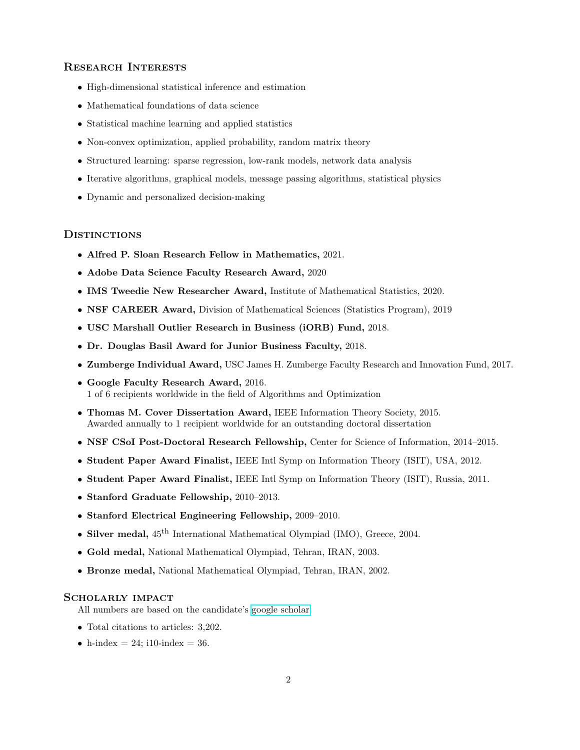## Research Interests

- High-dimensional statistical inference and estimation
- Mathematical foundations of data science
- Statistical machine learning and applied statistics
- Non-convex optimization, applied probability, random matrix theory
- Structured learning: sparse regression, low-rank models, network data analysis
- Iterative algorithms, graphical models, message passing algorithms, statistical physics
- Dynamic and personalized decision-making

## Distinctions

- **Alfred P. Sloan Research Fellow in Mathematics,** 2021.
- **Adobe Data Science Faculty Research Award,** 2020
- **IMS Tweedie New Researcher Award,** Institute of Mathematical Statistics, 2020.
- **NSF CAREER Award,** Division of Mathematical Sciences (Statistics Program), 2019
- **USC Marshall Outlier Research in Business (iORB) Fund,** 2018.
- **Dr. Douglas Basil Award for Junior Business Faculty,** 2018.
- **Zumberge Individual Award,** USC James H. Zumberge Faculty Research and Innovation Fund, 2017.
- **Google Faculty Research Award,** 2016.
  1 of 6 recipients worldwide in the field of Algorithms and Optimization
- **Thomas M. Cover Dissertation Award,** IEEE Information Theory Society, 2015.
  Awarded annually to 1 recipient worldwide for an outstanding doctoral dissertation
- **NSF CSoI Post-Doctoral Research Fellowship,** Center for Science of Information, 2014–2015.
- **Student Paper Award Finalist,** IEEE Intl Symp on Information Theory (ISIT), USA, 2012.
- **Student Paper Award Finalist,** IEEE Intl Symp on Information Theory (ISIT), Russia, 2011.
- **Stanford Graduate Fellowship,** 2010–2013.
- **Stanford Electrical Engineering Fellowship,** 2009–2010.
- **Silver medal,** 45$^{\text{th}}$ International Mathematical Olympiad (IMO), Greece, 2004.
- **Gold medal,** National Mathematical Olympiad, Tehran, IRAN, 2003.
- **Bronze medal,** National Mathematical Olympiad, Tehran, IRAN, 2002.

## Scholarly impact

All numbers are based on the candidate's google scholar

- Total citations to articles: 3,202.
- h-index = 24; i10-index = 36.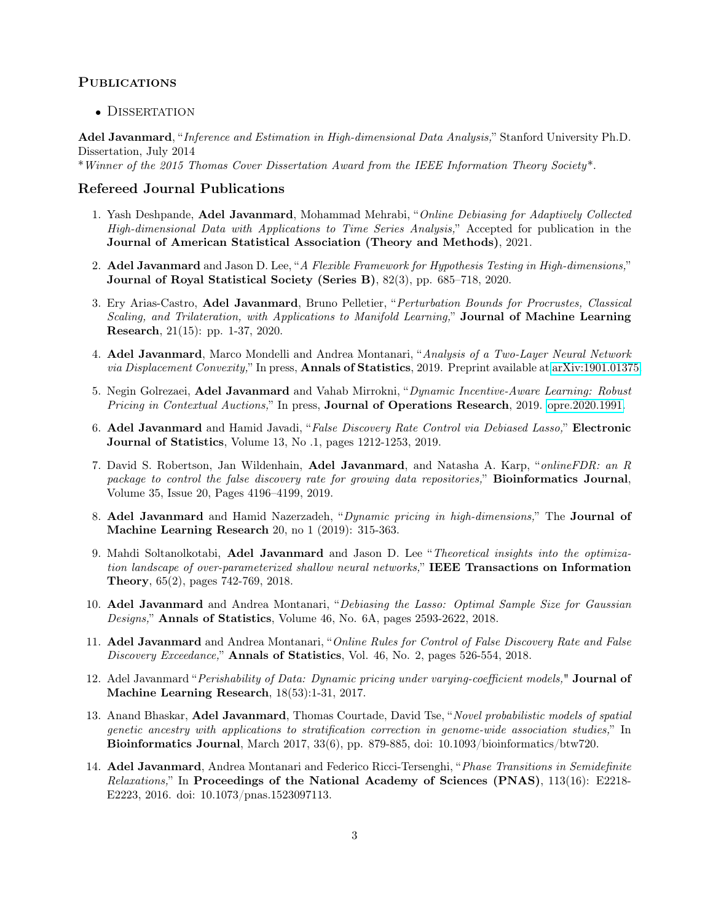## Publications

- Dissertation

**Adel Javanmard**, "*Inference and Estimation in High-dimensional Data Analysis,*" Stanford University Ph.D. Dissertation, July 2014
**Winner of the 2015 Thomas Cover Dissertation Award from the IEEE Information Theory Society**.

### Refereed Journal Publications

1. Yash Deshpande, **Adel Javanmard**, Mohammad Mehrabi, "*Online Debiasing for Adaptively Collected High-dimensional Data with Applications to Time Series Analysis,*" Accepted for publication in the **Journal of American Statistical Association (Theory and Methods)**, 2021.

2. **Adel Javanmard** and Jason D. Lee, "*A Flexible Framework for Hypothesis Testing in High-dimensions,*" **Journal of Royal Statistical Society (Series B)**, 82(3), pp. 685–718, 2020.

3. Ery Arias-Castro, **Adel Javanmard**, Bruno Pelletier, "*Perturbation Bounds for Procrustes, Classical Scaling, and Trilateration, with Applications to Manifold Learning,*" **Journal of Machine Learning Research**, 21(15): pp. 1-37, 2020.

4. **Adel Javanmard**, Marco Mondelli and Andrea Montanari, "*Analysis of a Two-Layer Neural Network via Displacement Convexity,*" In press, **Annals of Statistics**, 2019. Preprint available at arXiv:1901.01375

5. Negin Golrezaei, **Adel Javanmard** and Vahab Mirrokni, "*Dynamic Incentive-Aware Learning: Robust Pricing in Contextual Auctions,*" In press, **Journal of Operations Research**, 2019. opre.2020.1991.

6. **Adel Javanmard** and Hamid Javadi, "*False Discovery Rate Control via Debiased Lasso,*" **Electronic Journal of Statistics**, Volume 13, No .1, pages 1212-1253, 2019.

7. David S. Robertson, Jan Wildenhain, **Adel Javanmard**, and Natasha A. Karp, "*onlineFDR: an R package to control the false discovery rate for growing data repositories,*" **Bioinformatics Journal**, Volume 35, Issue 20, Pages 4196–4199, 2019.

8. **Adel Javanmard** and Hamid Nazerzadeh, "*Dynamic pricing in high-dimensions,*" The **Journal of Machine Learning Research** 20, no 1 (2019): 315-363.

9. Mahdi Soltanolkotabi, **Adel Javanmard** and Jason D. Lee "*Theoretical insights into the optimization landscape of over-parameterized shallow neural networks,*" **IEEE Transactions on Information Theory**, 65(2), pages 742-769, 2018.

10. **Adel Javanmard** and Andrea Montanari, "*Debiasing the Lasso: Optimal Sample Size for Gaussian Designs,*" **Annals of Statistics**, Volume 46, No. 6A, pages 2593-2622, 2018.

11. **Adel Javanmard** and Andrea Montanari, "*Online Rules for Control of False Discovery Rate and False Discovery Exceedance,*" **Annals of Statistics**, Vol. 46, No. 2, pages 526-554, 2018.

12. Adel Javanmard "*Perishability of Data: Dynamic pricing under varying-coefficient models,*" **Journal of Machine Learning Research**, 18(53):1-31, 2017.

13. Anand Bhaskar, **Adel Javanmard**, Thomas Courtade, David Tse, "*Novel probabilistic models of spatial genetic ancestry with applications to stratification correction in genome-wide association studies,*" In **Bioinformatics Journal**, March 2017, 33(6), pp. 879-885, doi: 10.1093/bioinformatics/btw720.

14. **Adel Javanmard**, Andrea Montanari and Federico Ricci-Tersenghi, "*Phase Transitions in Semidefinite Relaxations,*" In **Proceedings of the National Academy of Sciences (PNAS)**, 113(16): E2218-E2223, 2016. doi: 10.1073/pnas.1523097113.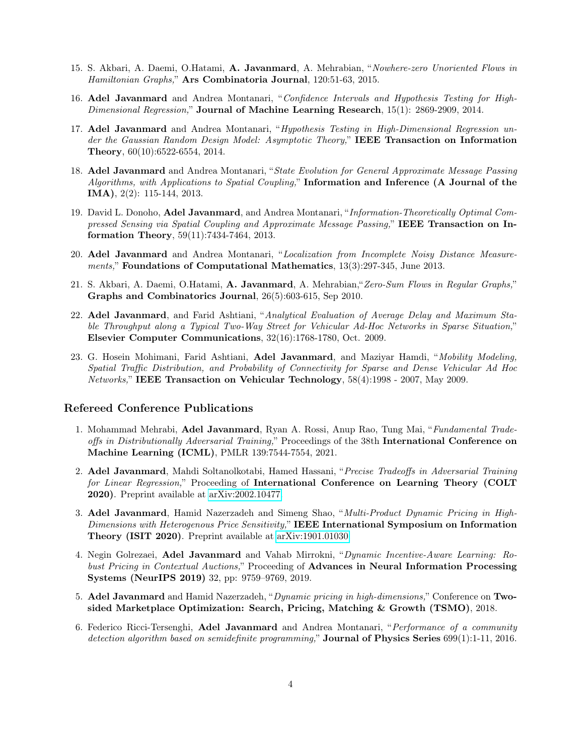15. S. Akbari, A. Daemi, O.Hatami, **A. Javanmard**, A. Mehrabian, "*Nowhere-zero Unoriented Flows in Hamiltonian Graphs,*" **Ars Combinatoria Journal**, 120:51-63, 2015.

16. **Adel Javanmard** and Andrea Montanari, "*Confidence Intervals and Hypothesis Testing for High-Dimensional Regression,*" **Journal of Machine Learning Research**, 15(1): 2869-2909, 2014.

17. **Adel Javanmard** and Andrea Montanari, "*Hypothesis Testing in High-Dimensional Regression under the Gaussian Random Design Model: Asymptotic Theory,*" **IEEE Transaction on Information Theory**, 60(10):6522-6554, 2014.

18. **Adel Javanmard** and Andrea Montanari, "*State Evolution for General Approximate Message Passing Algorithms, with Applications to Spatial Coupling,*" **Information and Inference (A Journal of the IMA)**, 2(2): 115-144, 2013.

19. David L. Donoho, **Adel Javanmard**, and Andrea Montanari, "*Information-Theoretically Optimal Compressed Sensing via Spatial Coupling and Approximate Message Passing,*" **IEEE Transaction on Information Theory**, 59(11):7434-7464, 2013.

20. **Adel Javanmard** and Andrea Montanari, "*Localization from Incomplete Noisy Distance Measurements,*" **Foundations of Computational Mathematics**, 13(3):297-345, June 2013.

21. S. Akbari, A. Daemi, O.Hatami, **A. Javanmard**, A. Mehrabian,"*Zero-Sum Flows in Regular Graphs,*" **Graphs and Combinatorics Journal**, 26(5):603-615, Sep 2010.

22. **Adel Javanmard**, and Farid Ashtiani, "*Analytical Evaluation of Average Delay and Maximum Stable Throughput along a Typical Two-Way Street for Vehicular Ad-Hoc Networks in Sparse Situation,*" **Elsevier Computer Communications**, 32(16):1768-1780, Oct. 2009.

23. G. Hosein Mohimani, Farid Ashtiani, **Adel Javanmard**, and Maziyar Hamdi, "*Mobility Modeling, Spatial Traffic Distribution, and Probability of Connectivity for Sparse and Dense Vehicular Ad Hoc Networks,*" **IEEE Transaction on Vehicular Technology**, 58(4):1998 - 2007, May 2009.

## Refereed Conference Publications

1. Mohammad Mehrabi, **Adel Javanmard**, Ryan A. Rossi, Anup Rao, Tung Mai, "*Fundamental Tradeoffs in Distributionally Adversarial Training,*" Proceedings of the 38th **International Conference on Machine Learning (ICML)**, PMLR 139:7544-7554, 2021.

2. **Adel Javanmard**, Mahdi Soltanolkotabi, Hamed Hassani, "*Precise Tradeoffs in Adversarial Training for Linear Regression,*" Proceeding of **International Conference on Learning Theory (COLT 2020)**. Preprint available at arXiv:2002.10477.

3. **Adel Javanmard**, Hamid Nazerzadeh and Simeng Shao, "*Multi-Product Dynamic Pricing in High-Dimensions with Heterogenous Price Sensitivity,*" **IEEE International Symposium on Information Theory (ISIT 2020)**. Preprint available at arXiv:1901.01030.

4. Negin Golrezaei, **Adel Javanmard** and Vahab Mirrokni, "*Dynamic Incentive-Aware Learning: Robust Pricing in Contextual Auctions,*" Proceeding of **Advances in Neural Information Processing Systems (NeurIPS 2019)** 32, pp: 9759–9769, 2019.

5. **Adel Javanmard** and Hamid Nazerzadeh, "*Dynamic pricing in high-dimensions,*" Conference on **Two-sided Marketplace Optimization: Search, Pricing, Matching & Growth (TSMO)**, 2018.

6. Federico Ricci-Tersenghi, **Adel Javanmard** and Andrea Montanari, "*Performance of a community detection algorithm based on semidefinite programming,*" **Journal of Physics Series** 699(1):1-11, 2016.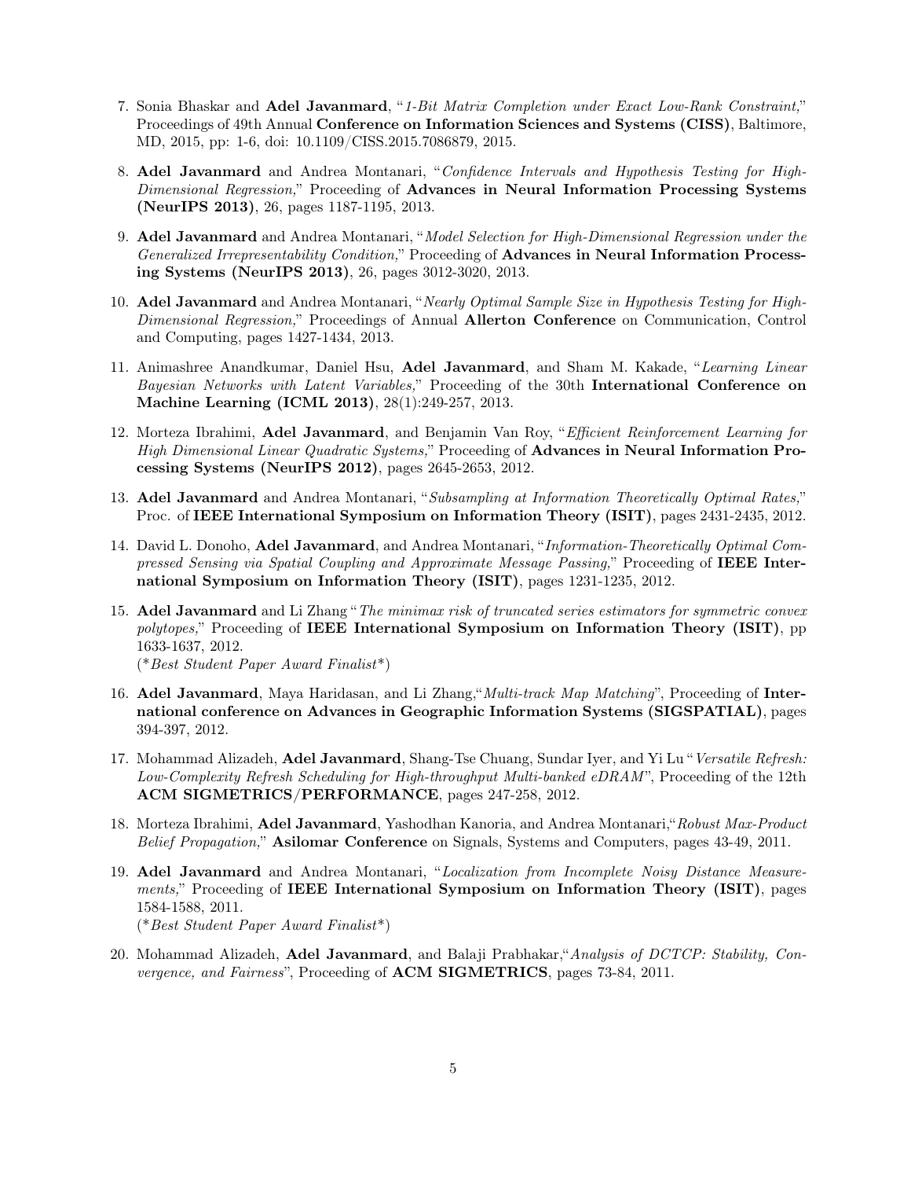7. Sonia Bhaskar and **Adel Javanmard**, "*1-Bit Matrix Completion under Exact Low-Rank Constraint,*" Proceedings of 49th Annual **Conference on Information Sciences and Systems (CISS)**, Baltimore, MD, 2015, pp: 1-6, doi: 10.1109/CISS.2015.7086879, 2015.

8. **Adel Javanmard** and Andrea Montanari, "*Confidence Intervals and Hypothesis Testing for High-Dimensional Regression,*" Proceeding of **Advances in Neural Information Processing Systems (NeurIPS 2013)**, 26, pages 1187-1195, 2013.

9. **Adel Javanmard** and Andrea Montanari, "*Model Selection for High-Dimensional Regression under the Generalized Irrepresentability Condition,*" Proceeding of **Advances in Neural Information Processing Systems (NeurIPS 2013)**, 26, pages 3012-3020, 2013.

10. **Adel Javanmard** and Andrea Montanari, "*Nearly Optimal Sample Size in Hypothesis Testing for High-Dimensional Regression,*" Proceedings of Annual **Allerton Conference** on Communication, Control and Computing, pages 1427-1434, 2013.

11. Animashree Anandkumar, Daniel Hsu, **Adel Javanmard**, and Sham M. Kakade, "*Learning Linear Bayesian Networks with Latent Variables,*" Proceeding of the 30th **International Conference on Machine Learning (ICML 2013)**, 28(1):249-257, 2013.

12. Morteza Ibrahimi, **Adel Javanmard**, and Benjamin Van Roy, "*Efficient Reinforcement Learning for High Dimensional Linear Quadratic Systems,*" Proceeding of **Advances in Neural Information Processing Systems (NeurIPS 2012)**, pages 2645-2653, 2012.

13. **Adel Javanmard** and Andrea Montanari, "*Subsampling at Information Theoretically Optimal Rates,*" Proc. of **IEEE International Symposium on Information Theory (ISIT)**, pages 2431-2435, 2012.

14. David L. Donoho, **Adel Javanmard**, and Andrea Montanari, "*Information-Theoretically Optimal Compressed Sensing via Spatial Coupling and Approximate Message Passing,*" Proceeding of **IEEE International Symposium on Information Theory (ISIT)**, pages 1231-1235, 2012.

15. **Adel Javanmard** and Li Zhang "*The minimax risk of truncated series estimators for symmetric convex polytopes,*" Proceeding of **IEEE International Symposium on Information Theory (ISIT)**, pp 1633-1637, 2012.
(**Best Student Paper Award Finalist**)

16. **Adel Javanmard**, Maya Haridasan, and Li Zhang,"*Multi-track Map Matching*", Proceeding of **International conference on Advances in Geographic Information Systems (SIGSPATIAL)**, pages 394-397, 2012.

17. Mohammad Alizadeh, **Adel Javanmard**, Shang-Tse Chuang, Sundar Iyer, and Yi Lu "*Versatile Refresh: Low-Complexity Refresh Scheduling for High-throughput Multi-banked eDRAM*", Proceeding of the 12th **ACM SIGMETRICS/PERFORMANCE**, pages 247-258, 2012.

18. Morteza Ibrahimi, **Adel Javanmard**, Yashodhan Kanoria, and Andrea Montanari,"*Robust Max-Product Belief Propagation,*" **Asilomar Conference** on Signals, Systems and Computers, pages 43-49, 2011.

19. **Adel Javanmard** and Andrea Montanari, "*Localization from Incomplete Noisy Distance Measurements,*" Proceeding of **IEEE International Symposium on Information Theory (ISIT)**, pages 1584-1588, 2011.
(**Best Student Paper Award Finalist**)

20. Mohammad Alizadeh, **Adel Javanmard**, and Balaji Prabhakar,"*Analysis of DCTCP: Stability, Convergence, and Fairness*", Proceeding of **ACM SIGMETRICS**, pages 73-84, 2011.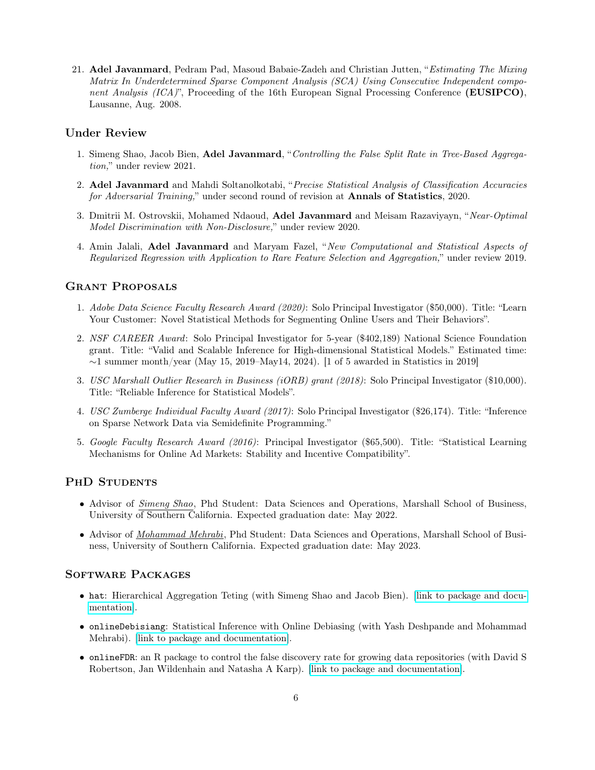21. **Adel Javanmard**, Pedram Pad, Masoud Babaie-Zadeh and Christian Jutten, "*Estimating The Mixing Matrix In Underdetermined Sparse Component Analysis (SCA) Using Consecutive Independent component Analysis (ICA)*", Proceeding of the 16th European Signal Processing Conference **(EUSIPCO)**, Lausanne, Aug. 2008.

## Under Review

1. Simeng Shao, Jacob Bien, **Adel Javanmard**, "*Controlling the False Split Rate in Tree-Based Aggregation,*" under review 2021.

2. **Adel Javanmard** and Mahdi Soltanolkotabi, "*Precise Statistical Analysis of Classification Accuracies for Adversarial Training,*" under second round of revision at **Annals of Statistics**, 2020.

3. Dmitrii M. Ostrovskii, Mohamed Ndaoud, **Adel Javanmard** and Meisam Razaviyayn, "*Near-Optimal Model Discrimination with Non-Disclosure,*" under review 2020.

4. Amin Jalali, **Adel Javanmard** and Maryam Fazel, "*New Computational and Statistical Aspects of Regularized Regression with Application to Rare Feature Selection and Aggregation,*" under review 2019.

## Grant Proposals

1. *Adobe Data Science Faculty Research Award (2020)*: Solo Principal Investigator ($50,000). Title: "Learn Your Customer: Novel Statistical Methods for Segmenting Online Users and Their Behaviors".

2. *NSF CAREER Award*: Solo Principal Investigator for 5-year ($402,189) National Science Foundation grant. Title: "Valid and Scalable Inference for High-dimensional Statistical Models." Estimated time: ∼1 summer month/year (May 15, 2019–May14, 2024). [1 of 5 awarded in Statistics in 2019]

3. *USC Marshall Outlier Research in Business (iORB) grant (2018)*: Solo Principal Investigator ($10,000). Title: "Reliable Inference for Statistical Models".

4. *USC Zumberge Individual Faculty Award (2017)*: Solo Principal Investigator ($26,174). Title: "Inference on Sparse Network Data via Semidefinite Programming."

5. *Google Faculty Research Award (2016)*: Principal Investigator ($65,500). Title: "Statistical Learning Mechanisms for Online Ad Markets: Stability and Incentive Compatibility".

## PhD Students

- Advisor of *Simeng Shao*, Phd Student: Data Sciences and Operations, Marshall School of Business, University of Southern California. Expected graduation date: May 2022.
- Advisor of *Mohammad Mehrabi*, Phd Student: Data Sciences and Operations, Marshall School of Business, University of Southern California. Expected graduation date: May 2023.

## Software Packages

- `hat`: Hierarchical Aggregation Teting (with Simeng Shao and Jacob Bien). [link to package and documentation].
- `onlineDebisiang`: Statistical Inference with Online Debiasing (with Yash Deshpande and Mohammad Mehrabi). [link to package and documentation].
- `onlineFDR`: an R package to control the false discovery rate for growing data repositories (with David S Robertson, Jan Wildenhain and Natasha A Karp). [link to package and documentation].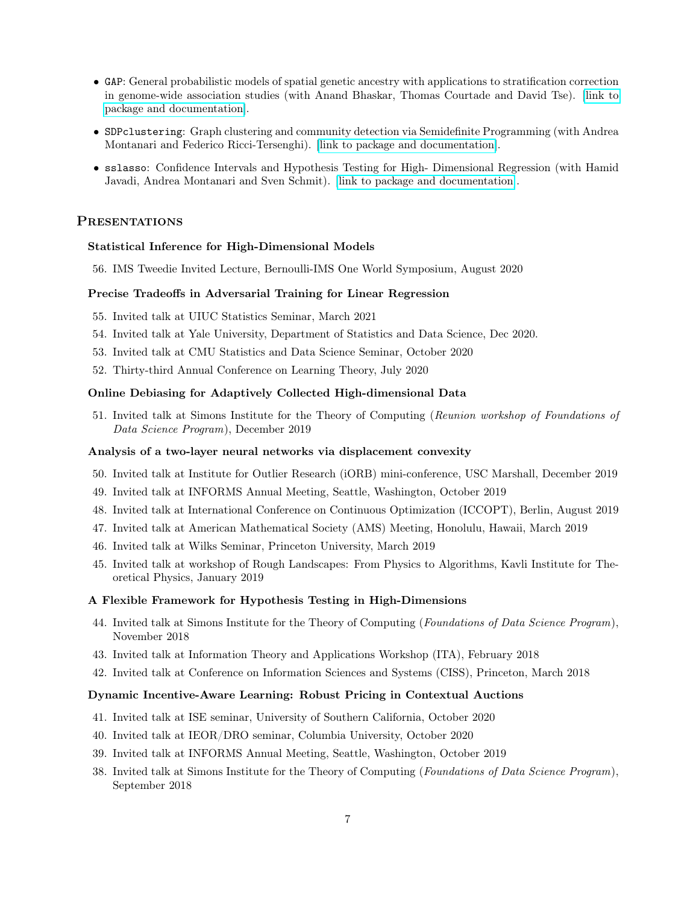- `GAP`: General probabilistic models of spatial genetic ancestry with applications to stratification correction in genome-wide association studies (with Anand Bhaskar, Thomas Courtade and David Tse). [link to package and documentation].
- `SDPclustering`: Graph clustering and community detection via Semidefinite Programming (with Andrea Montanari and Federico Ricci-Tersenghi). [link to package and documentation].
- `sslasso`: Confidence Intervals and Hypothesis Testing for High- Dimensional Regression (with Hamid Javadi, Andrea Montanari and Sven Schmit). [link to package and documentation].

## Presentations

**Statistical Inference for High-Dimensional Models**

56. IMS Tweedie Invited Lecture, Bernoulli-IMS One World Symposium, August 2020

**Precise Tradeoffs in Adversarial Training for Linear Regression**

55. Invited talk at UIUC Statistics Seminar, March 2021
54. Invited talk at Yale University, Department of Statistics and Data Science, Dec 2020.
53. Invited talk at CMU Statistics and Data Science Seminar, October 2020
52. Thirty-third Annual Conference on Learning Theory, July 2020

**Online Debiasing for Adaptively Collected High-dimensional Data**

51. Invited talk at Simons Institute for the Theory of Computing (*Reunion workshop of Foundations of Data Science Program*), December 2019

**Analysis of a two-layer neural networks via displacement convexity**

50. Invited talk at Institute for Outlier Research (iORB) mini-conference, USC Marshall, December 2019
49. Invited talk at INFORMS Annual Meeting, Seattle, Washington, October 2019
48. Invited talk at International Conference on Continuous Optimization (ICCOPT), Berlin, August 2019
47. Invited talk at American Mathematical Society (AMS) Meeting, Honolulu, Hawaii, March 2019
46. Invited talk at Wilks Seminar, Princeton University, March 2019
45. Invited talk at workshop of Rough Landscapes: From Physics to Algorithms, Kavli Institute for Theoretical Physics, January 2019

**A Flexible Framework for Hypothesis Testing in High-Dimensions**

44. Invited talk at Simons Institute for the Theory of Computing (*Foundations of Data Science Program*), November 2018
43. Invited talk at Information Theory and Applications Workshop (ITA), February 2018
42. Invited talk at Conference on Information Sciences and Systems (CISS), Princeton, March 2018

**Dynamic Incentive-Aware Learning: Robust Pricing in Contextual Auctions**

41. Invited talk at ISE seminar, University of Southern California, October 2020
40. Invited talk at IEOR/DRO seminar, Columbia University, October 2020
39. Invited talk at INFORMS Annual Meeting, Seattle, Washington, October 2019
38. Invited talk at Simons Institute for the Theory of Computing (*Foundations of Data Science Program*), September 2018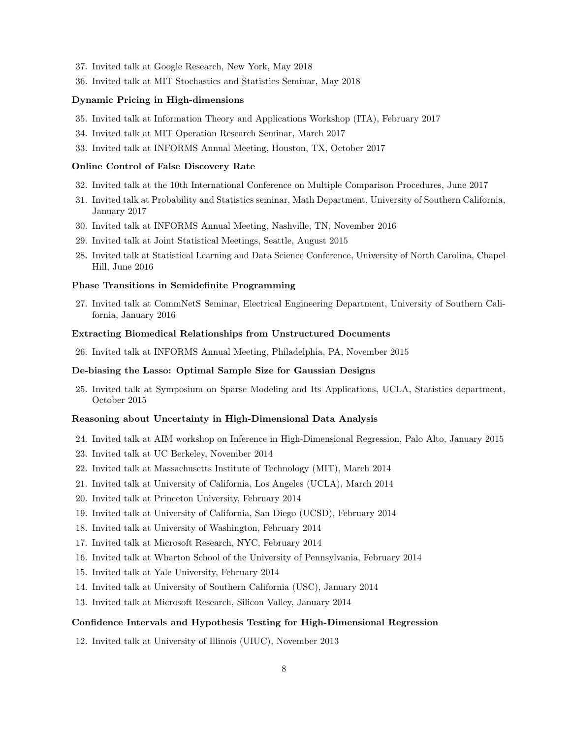37. Invited talk at Google Research, New York, May 2018
36. Invited talk at MIT Stochastics and Statistics Seminar, May 2018

**Dynamic Pricing in High-dimensions**

35. Invited talk at Information Theory and Applications Workshop (ITA), February 2017
34. Invited talk at MIT Operation Research Seminar, March 2017
33. Invited talk at INFORMS Annual Meeting, Houston, TX, October 2017

**Online Control of False Discovery Rate**

32. Invited talk at the 10th International Conference on Multiple Comparison Procedures, June 2017
31. Invited talk at Probability and Statistics seminar, Math Department, University of Southern California, January 2017
30. Invited talk at INFORMS Annual Meeting, Nashville, TN, November 2016
29. Invited talk at Joint Statistical Meetings, Seattle, August 2015
28. Invited talk at Statistical Learning and Data Science Conference, University of North Carolina, Chapel Hill, June 2016

**Phase Transitions in Semidefinite Programming**

27. Invited talk at CommNetS Seminar, Electrical Engineering Department, University of Southern California, January 2016

**Extracting Biomedical Relationships from Unstructured Documents**

26. Invited talk at INFORMS Annual Meeting, Philadelphia, PA, November 2015

**De-biasing the Lasso: Optimal Sample Size for Gaussian Designs**

25. Invited talk at Symposium on Sparse Modeling and Its Applications, UCLA, Statistics department, October 2015

**Reasoning about Uncertainty in High-Dimensional Data Analysis**

24. Invited talk at AIM workshop on Inference in High-Dimensional Regression, Palo Alto, January 2015
23. Invited talk at UC Berkeley, November 2014
22. Invited talk at Massachusetts Institute of Technology (MIT), March 2014
21. Invited talk at University of California, Los Angeles (UCLA), March 2014
20. Invited talk at Princeton University, February 2014
19. Invited talk at University of California, San Diego (UCSD), February 2014
18. Invited talk at University of Washington, February 2014
17. Invited talk at Microsoft Research, NYC, February 2014
16. Invited talk at Wharton School of the University of Pennsylvania, February 2014
15. Invited talk at Yale University, February 2014
14. Invited talk at University of Southern California (USC), January 2014
13. Invited talk at Microsoft Research, Silicon Valley, January 2014

**Confidence Intervals and Hypothesis Testing for High-Dimensional Regression**

12. Invited talk at University of Illinois (UIUC), November 2013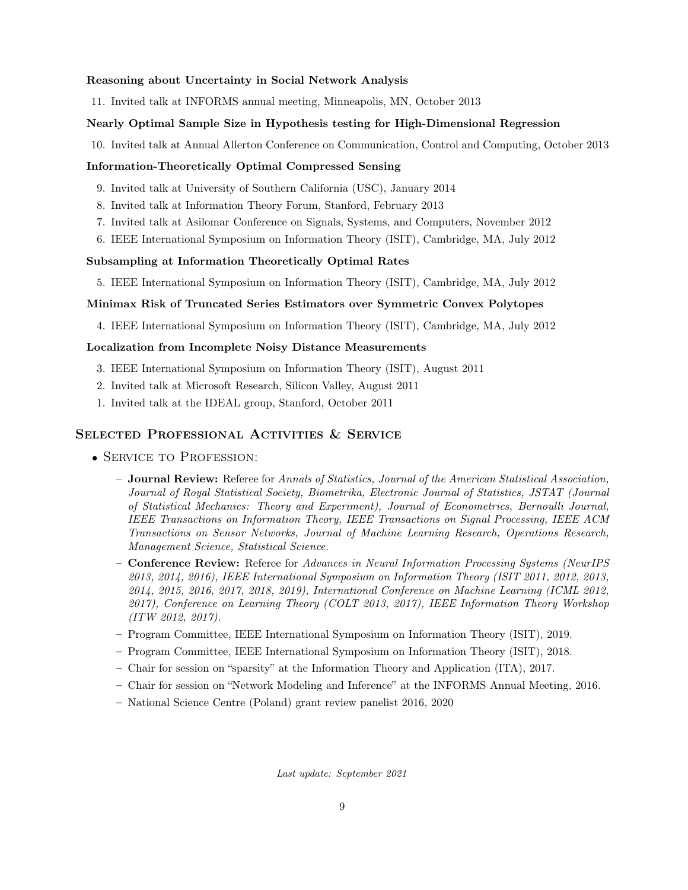**Reasoning about Uncertainty in Social Network Analysis**

11. Invited talk at INFORMS annual meeting, Minneapolis, MN, October 2013

**Nearly Optimal Sample Size in Hypothesis testing for High-Dimensional Regression**

10. Invited talk at Annual Allerton Conference on Communication, Control and Computing, October 2013

**Information-Theoretically Optimal Compressed Sensing**

9. Invited talk at University of Southern California (USC), January 2014
8. Invited talk at Information Theory Forum, Stanford, February 2013
7. Invited talk at Asilomar Conference on Signals, Systems, and Computers, November 2012
6. IEEE International Symposium on Information Theory (ISIT), Cambridge, MA, July 2012

**Subsampling at Information Theoretically Optimal Rates**

5. IEEE International Symposium on Information Theory (ISIT), Cambridge, MA, July 2012

**Minimax Risk of Truncated Series Estimators over Symmetric Convex Polytopes**

4. IEEE International Symposium on Information Theory (ISIT), Cambridge, MA, July 2012

**Localization from Incomplete Noisy Distance Measurements**

3. IEEE International Symposium on Information Theory (ISIT), August 2011
2. Invited talk at Microsoft Research, Silicon Valley, August 2011
1. Invited talk at the IDEAL group, Stanford, October 2011

## Selected Professional Activities & Service

- Service to Profession:
  - **Journal Review:** Referee for *Annals of Statistics, Journal of the American Statistical Association, Journal of Royal Statistical Society, Biometrika, Electronic Journal of Statistics, JSTAT (Journal of Statistical Mechanics: Theory and Experiment), Journal of Econometrics, Bernoulli Journal, IEEE Transactions on Information Theory, IEEE Transactions on Signal Processing, IEEE ACM Transactions on Sensor Networks, Journal of Machine Learning Research, Operations Research, Management Science, Statistical Science.*
  - **Conference Review:** Referee for *Advances in Neural Information Processing Systems (NeurIPS 2013, 2014, 2016), IEEE International Symposium on Information Theory (ISIT 2011, 2012, 2013, 2014, 2015, 2016, 2017, 2018, 2019), International Conference on Machine Learning (ICML 2012, 2017), Conference on Learning Theory (COLT 2013, 2017), IEEE Information Theory Workshop (ITW 2012, 2017).*
  - Program Committee, IEEE International Symposium on Information Theory (ISIT), 2019.
  - Program Committee, IEEE International Symposium on Information Theory (ISIT), 2018.
  - Chair for session on "sparsity" at the Information Theory and Application (ITA), 2017.
  - Chair for session on "Network Modeling and Inference" at the INFORMS Annual Meeting, 2016.
  - National Science Centre (Poland) grant review panelist 2016, 2020

*Last update: September 2021*